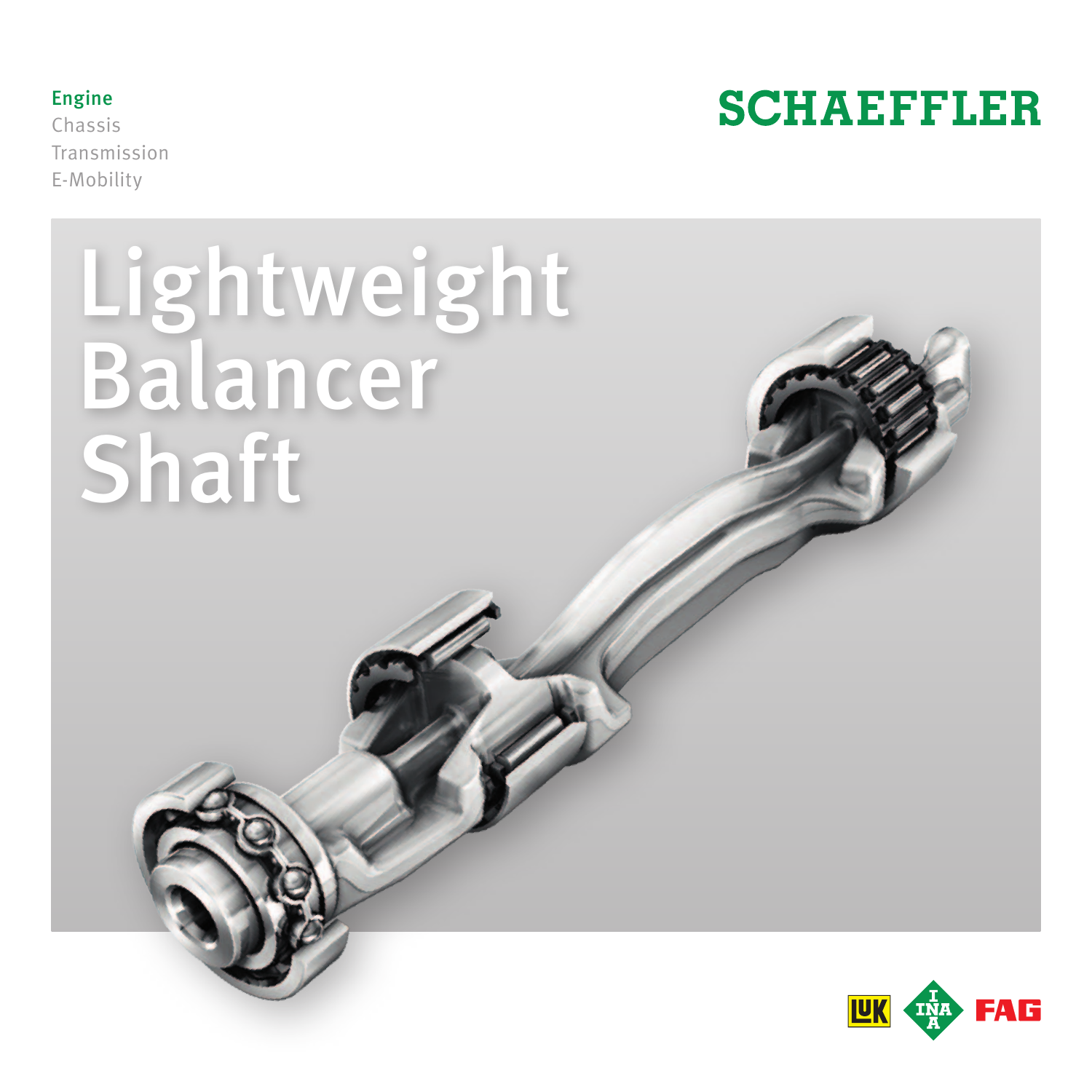Engine
Chassis
Transmission
E-Mobility

SCHAEFFLER

# Lightweight Balancer Shaft

LuK INA FAG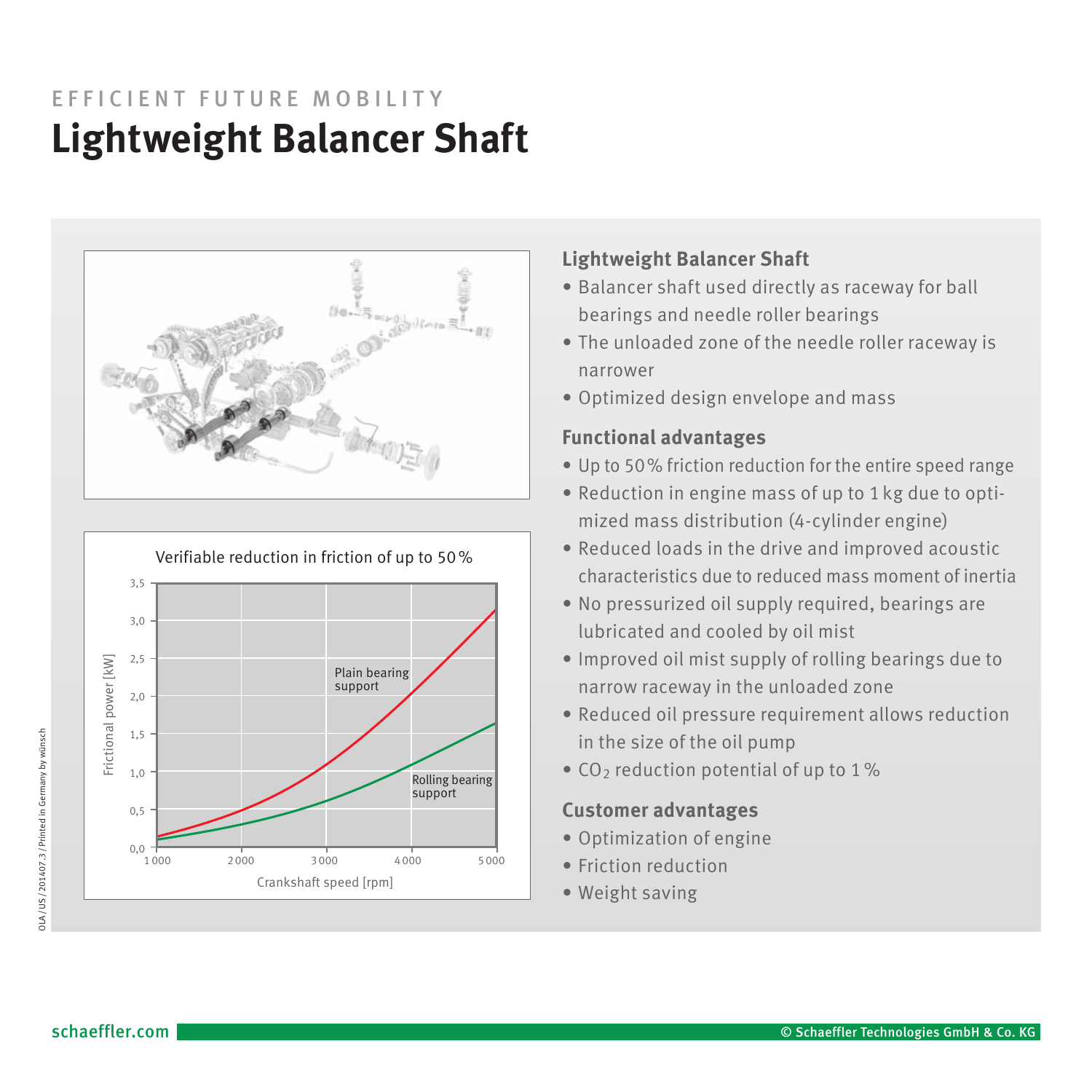EFFICIENT FUTURE MOBILITY

# Lightweight Balancer Shaft

Verifiable reduction in friction of up to 50 %

Frictional power [kW]

3,5
3,0
2,5
2,0
1,5
1,0
0,5
0,0

Plain bearing support

Rolling bearing support

1 000
2 000
3 000
4 000
5 000

Crankshaft speed [rpm]

### Lightweight Balancer Shaft

- Balancer shaft used directly as raceway for ball bearings and needle roller bearings
- The unloaded zone of the needle roller raceway is narrower
- Optimized design envelope and mass

### Functional advantages

- Up to 50 % friction reduction for the entire speed range
- Reduction in engine mass of up to 1 kg due to optimized mass distribution (4-cylinder engine)
- Reduced loads in the drive and improved acoustic characteristics due to reduced mass moment of inertia
- No pressurized oil supply required, bearings are lubricated and cooled by oil mist
- Improved oil mist supply of rolling bearings due to narrow raceway in the unloaded zone
- Reduced oil pressure requirement allows reduction in the size of the oil pump
- $CO_2$ reduction potential of up to 1 %

### Customer advantages

- Optimization of engine
- Friction reduction
- Weight saving

OLA / US / 201407.3 / Printed in Germany by wünsch

schaeffler.com

© Schaeffler Technologies GmbH & Co. KG